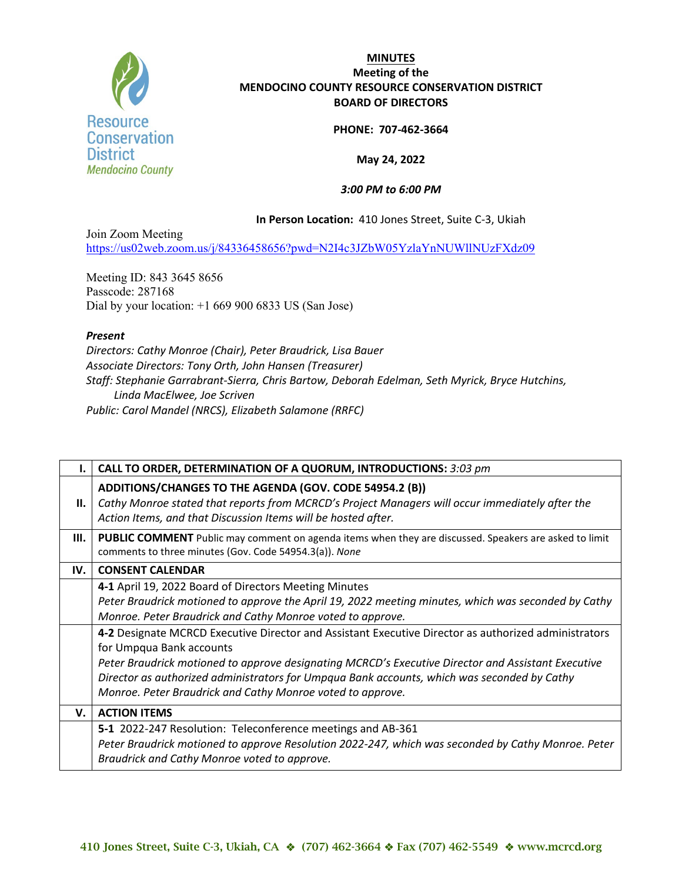**MINUTES**
**Meeting of the**
**MENDOCINO COUNTY RESOURCE CONSERVATION DISTRICT**
**BOARD OF DIRECTORS**

**PHONE: 707-462-3664**

**May 24, 2022**

***3:00 PM to 6:00 PM***

**In Person Location:** 410 Jones Street, Suite C-3, Ukiah

Join Zoom Meeting
https://us02web.zoom.us/j/84336458656?pwd=N2I4c3JZbW05YzlaYnNUWllNUzFXdz09

Meeting ID: 843 3645 8656
Passcode: 287168
Dial by your location: +1 669 900 6833 US (San Jose)

***Present***
*Directors: Cathy Monroe (Chair), Peter Braudrick, Lisa Bauer*
*Associate Directors: Tony Orth, John Hansen (Treasurer)*
*Staff: Stephanie Garrabrant-Sierra, Chris Bartow, Deborah Edelman, Seth Myrick, Bryce Hutchins, Linda MacElwee, Joe Scriven*
*Public: Carol Mandel (NRCS), Elizabeth Salamone (RRFC)*

| I. | **CALL TO ORDER, DETERMINATION OF A QUORUM, INTRODUCTIONS:** *3:03 pm* |
|---|---|
| II. | **ADDITIONS/CHANGES TO THE AGENDA (GOV. CODE 54954.2 (B))**<br>*Cathy Monroe stated that reports from MCRCD's Project Managers will occur immediately after the Action Items, and that Discussion Items will be hosted after.* |
| III. | **PUBLIC COMMENT** Public may comment on agenda items when they are discussed. Speakers are asked to limit comments to three minutes (Gov. Code 54954.3(a)). *None* |
| IV. | **CONSENT CALENDAR** |
| | **4-1** April 19, 2022 Board of Directors Meeting Minutes<br>*Peter Braudrick motioned to approve the April 19, 2022 meeting minutes, which was seconded by Cathy Monroe. Peter Braudrick and Cathy Monroe voted to approve.* |
| | **4-2** Designate MCRCD Executive Director and Assistant Executive Director as authorized administrators for Umpqua Bank accounts<br>*Peter Braudrick motioned to approve designating MCRCD's Executive Director and Assistant Executive Director as authorized administrators for Umpqua Bank accounts, which was seconded by Cathy Monroe. Peter Braudrick and Cathy Monroe voted to approve.* |
| V. | **ACTION ITEMS** |
| | **5-1** 2022-247 Resolution: Teleconference meetings and AB-361<br>*Peter Braudrick motioned to approve Resolution 2022-247, which was seconded by Cathy Monroe. Peter Braudrick and Cathy Monroe voted to approve.* |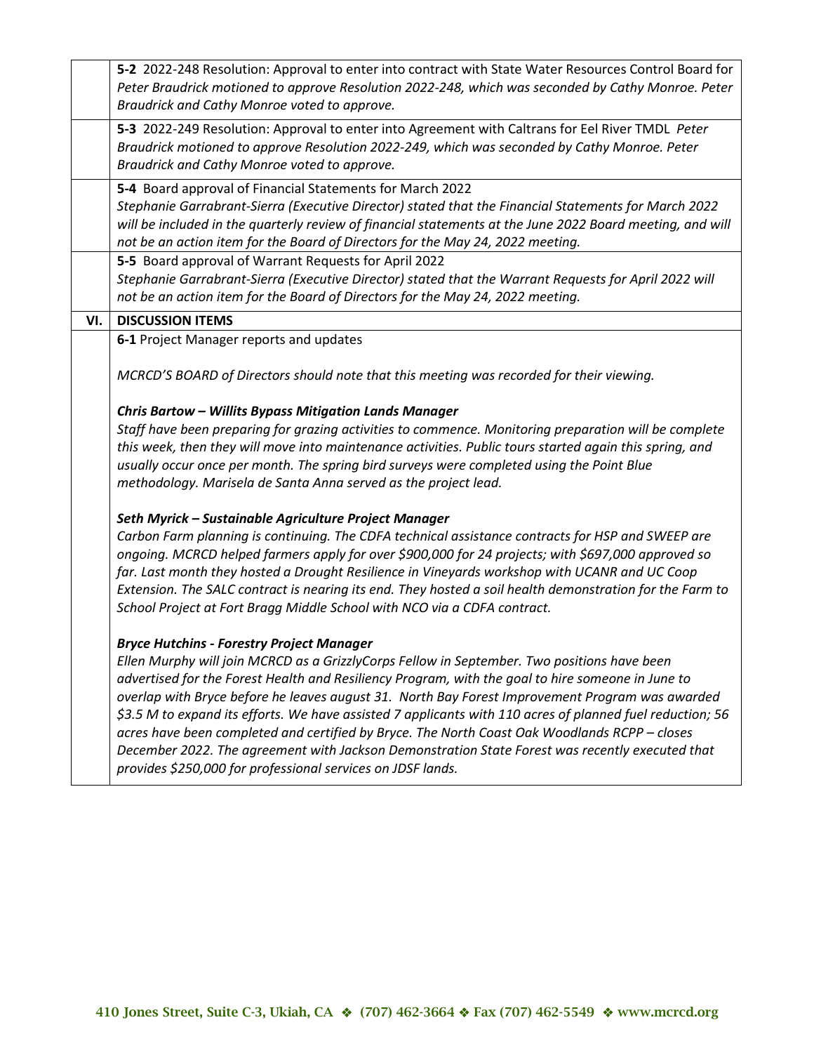| | |
|---|---|
| | **5-2** 2022-248 Resolution: Approval to enter into contract with State Water Resources Control Board for *Peter Braudrick motioned to approve Resolution 2022-248, which was seconded by Cathy Monroe. Peter Braudrick and Cathy Monroe voted to approve.* |
| | **5-3** 2022-249 Resolution: Approval to enter into Agreement with Caltrans for Eel River TMDL *Peter Braudrick motioned to approve Resolution 2022-249, which was seconded by Cathy Monroe. Peter Braudrick and Cathy Monroe voted to approve.* |
| | **5-4** Board approval of Financial Statements for March 2022<br>*Stephanie Garrabrant-Sierra (Executive Director) stated that the Financial Statements for March 2022 will be included in the quarterly review of financial statements at the June 2022 Board meeting, and will not be an action item for the Board of Directors for the May 24, 2022 meeting.* |
| | **5-5** Board approval of Warrant Requests for April 2022<br>*Stephanie Garrabrant-Sierra (Executive Director) stated that the Warrant Requests for April 2022 will not be an action item for the Board of Directors for the May 24, 2022 meeting.* |
| **VI.** | **DISCUSSION ITEMS** |
| | **6-1** Project Manager reports and updates<br><br>*MCRCD'S BOARD of Directors should note that this meeting was recorded for their viewing.*<br><br>***Chris Bartow – Willits Bypass Mitigation Lands Manager***<br>*Staff have been preparing for grazing activities to commence. Monitoring preparation will be complete this week, then they will move into maintenance activities. Public tours started again this spring, and usually occur once per month. The spring bird surveys were completed using the Point Blue methodology. Marisela de Santa Anna served as the project lead.*<br><br>***Seth Myrick – Sustainable Agriculture Project Manager***<br>*Carbon Farm planning is continuing. The CDFA technical assistance contracts for HSP and SWEEP are ongoing. MCRCD helped farmers apply for over $900,000 for 24 projects; with $697,000 approved so far. Last month they hosted a Drought Resilience in Vineyards workshop with UCANR and UC Coop Extension. The SALC contract is nearing its end. They hosted a soil health demonstration for the Farm to School Project at Fort Bragg Middle School with NCO via a CDFA contract.*<br><br>***Bryce Hutchins - Forestry Project Manager***<br>*Ellen Murphy will join MCRCD as a GrizzlyCorps Fellow in September. Two positions have been advertised for the Forest Health and Resiliency Program, with the goal to hire someone in June to overlap with Bryce before he leaves august 31. North Bay Forest Improvement Program was awarded $3.5 M to expand its efforts. We have assisted 7 applicants with 110 acres of planned fuel reduction; 56 acres have been completed and certified by Bryce. The North Coast Oak Woodlands RCPP – closes December 2022. The agreement with Jackson Demonstration State Forest was recently executed that provides $250,000 for professional services on JDSF lands.* |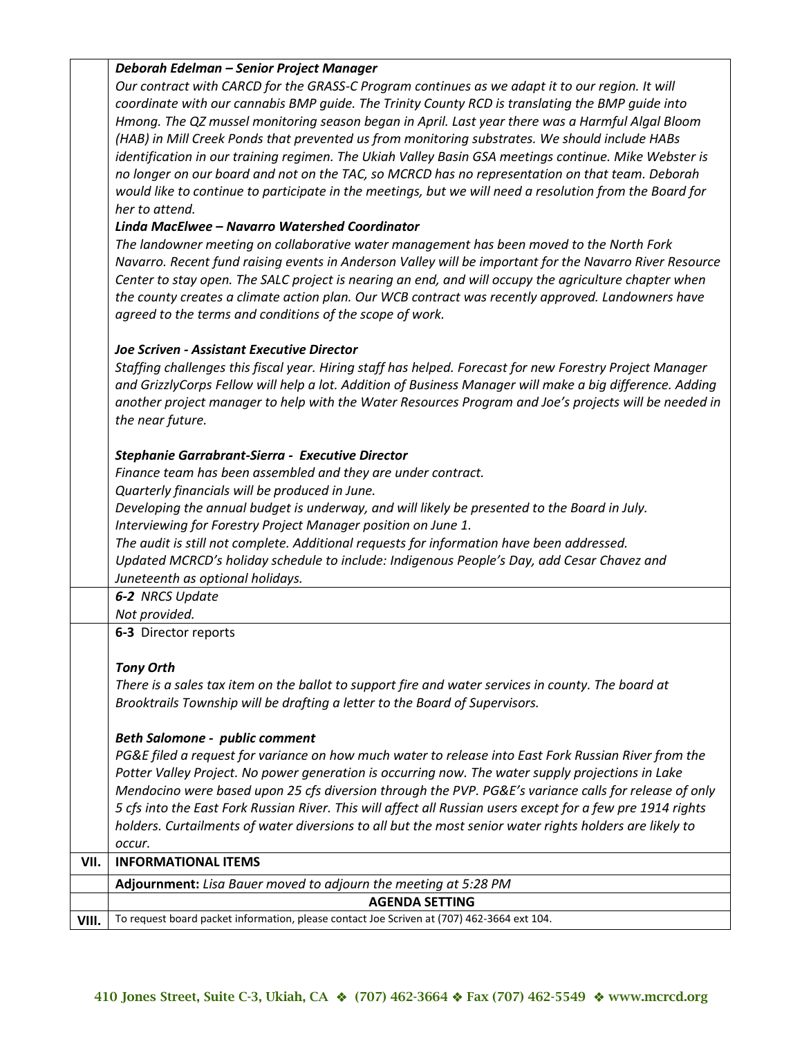| | |
|---|---|
| | ***Deborah Edelman – Senior Project Manager***<br>*Our contract with CARCD for the GRASS-C Program continues as we adapt it to our region. It will coordinate with our cannabis BMP guide. The Trinity County RCD is translating the BMP guide into Hmong. The QZ mussel monitoring season began in April. Last year there was a Harmful Algal Bloom (HAB) in Mill Creek Ponds that prevented us from monitoring substrates. We should include HABs identification in our training regimen. The Ukiah Valley Basin GSA meetings continue. Mike Webster is no longer on our board and not on the TAC, so MCRCD has no representation on that team. Deborah would like to continue to participate in the meetings, but we will need a resolution from the Board for her to attend.*<br>***Linda MacElwee – Navarro Watershed Coordinator***<br>*The landowner meeting on collaborative water management has been moved to the North Fork Navarro. Recent fund raising events in Anderson Valley will be important for the Navarro River Resource Center to stay open. The SALC project is nearing an end, and will occupy the agriculture chapter when the county creates a climate action plan. Our WCB contract was recently approved. Landowners have agreed to the terms and conditions of the scope of work.*<br><br>***Joe Scriven - Assistant Executive Director***<br>*Staffing challenges this fiscal year. Hiring staff has helped. Forecast for new Forestry Project Manager and GrizzlyCorps Fellow will help a lot. Addition of Business Manager will make a big difference. Adding another project manager to help with the Water Resources Program and Joe's projects will be needed in the near future.*<br><br>***Stephanie Garrabrant-Sierra - Executive Director***<br>*Finance team has been assembled and they are under contract.*<br>*Quarterly financials will be produced in June.*<br>*Developing the annual budget is underway, and will likely be presented to the Board in July.*<br>*Interviewing for Forestry Project Manager position on June 1.*<br>*The audit is still not complete. Additional requests for information have been addressed.*<br>*Updated MCRCD's holiday schedule to include: Indigenous People's Day, add Cesar Chavez and Juneteenth as optional holidays.* |
| | ***6-2** NRCS Update*<br>*Not provided.* |
| | **6-3** Director reports<br><br>***Tony Orth***<br>*There is a sales tax item on the ballot to support fire and water services in county. The board at Brooktrails Township will be drafting a letter to the Board of Supervisors.*<br><br>***Beth Salomone - public comment***<br>*PG&E filed a request for variance on how much water to release into East Fork Russian River from the Potter Valley Project. No power generation is occurring now. The water supply projections in Lake Mendocino were based upon 25 cfs diversion through the PVP. PG&E's variance calls for release of only 5 cfs into the East Fork Russian River. This will affect all Russian users except for a few pre 1914 rights holders. Curtailments of water diversions to all but the most senior water rights holders are likely to occur.* |
| **VII.** | **INFORMATIONAL ITEMS** |
| | **Adjournment:** *Lisa Bauer moved to adjourn the meeting at 5:28 PM* |
| | **AGENDA SETTING** |
| **VIII.** | To request board packet information, please contact Joe Scriven at (707) 462-3664 ext 104. |

410 Jones Street, Suite C-3, Ukiah, CA ❖ (707) 462-3664 ❖ Fax (707) 462-5549 ❖ www.mcrcd.org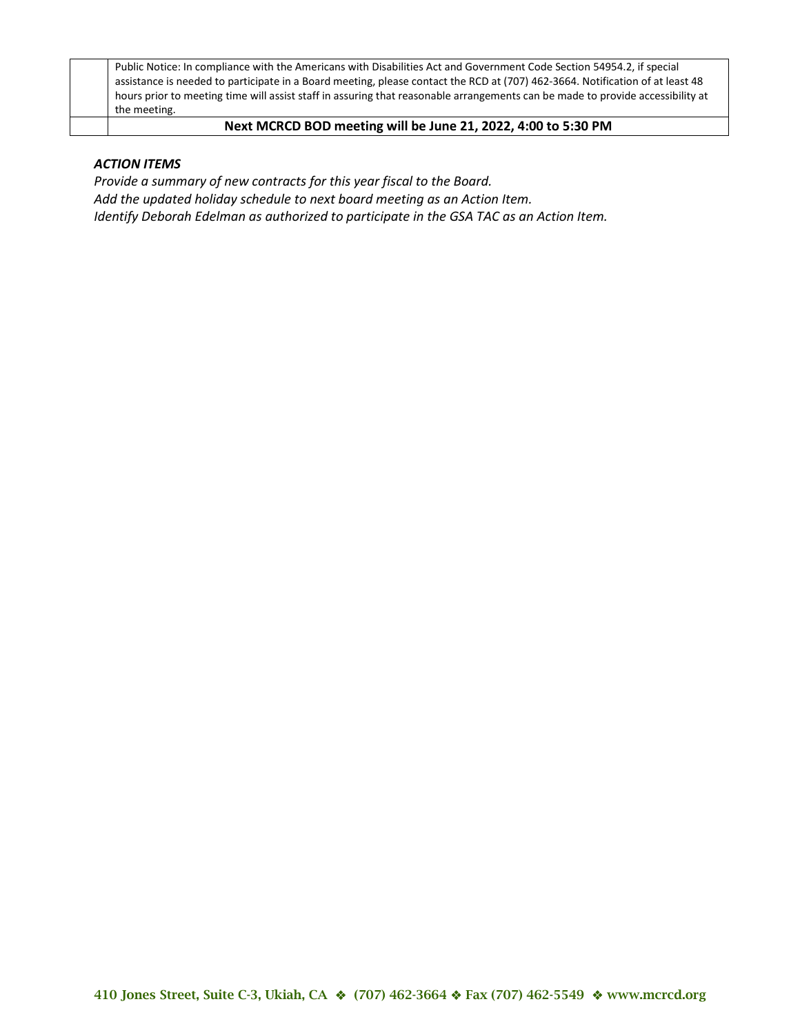| | |
|---|---|
| | Public Notice: In compliance with the Americans with Disabilities Act and Government Code Section 54954.2, if special assistance is needed to participate in a Board meeting, please contact the RCD at (707) 462-3664. Notification of at least 48 hours prior to meeting time will assist staff in assuring that reasonable arrangements can be made to provide accessibility at the meeting. |
| | **Next MCRCD BOD meeting will be June 21, 2022, 4:00 to 5:30 PM** |

***ACTION ITEMS***

*Provide a summary of new contracts for this year fiscal to the Board.*
*Add the updated holiday schedule to next board meeting as an Action Item.*
*Identify Deborah Edelman as authorized to participate in the GSA TAC as an Action Item.*